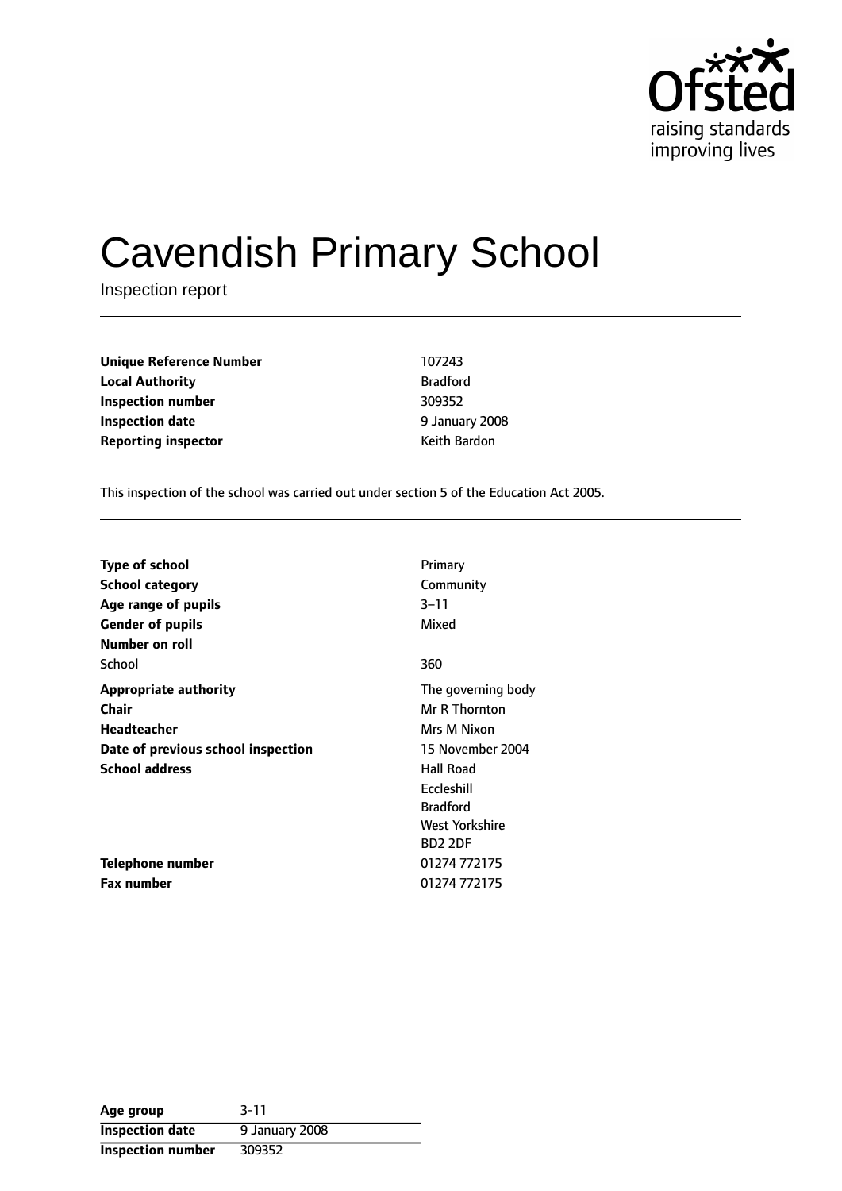# Cavendish Primary School

Inspection report

| | |
|---|---|
| **Unique Reference Number** | 107243 |
| **Local Authority** | Bradford |
| **Inspection number** | 309352 |
| **Inspection date** | 9 January 2008 |
| **Reporting inspector** | Keith Bardon |

This inspection of the school was carried out under section 5 of the Education Act 2005.

| | |
|---|---|
| **Type of school** | Primary |
| **School category** | Community |
| **Age range of pupils** | 3–11 |
| **Gender of pupils** | Mixed |
| **Number on roll** | |
| School | 360 |
| **Appropriate authority** | The governing body |
| **Chair** | Mr R Thornton |
| **Headteacher** | Mrs M Nixon |
| **Date of previous school inspection** | 15 November 2004 |
| **School address** | Hall Road<br>Eccleshill<br>Bradford<br>West Yorkshire<br>BD2 2DF |
| **Telephone number** | 01274 772175 |
| **Fax number** | 01274 772175 |

| | |
|---|---|
| **Age group** | 3-11 |
| **Inspection date** | 9 January 2008 |
| **Inspection number** | 309352 |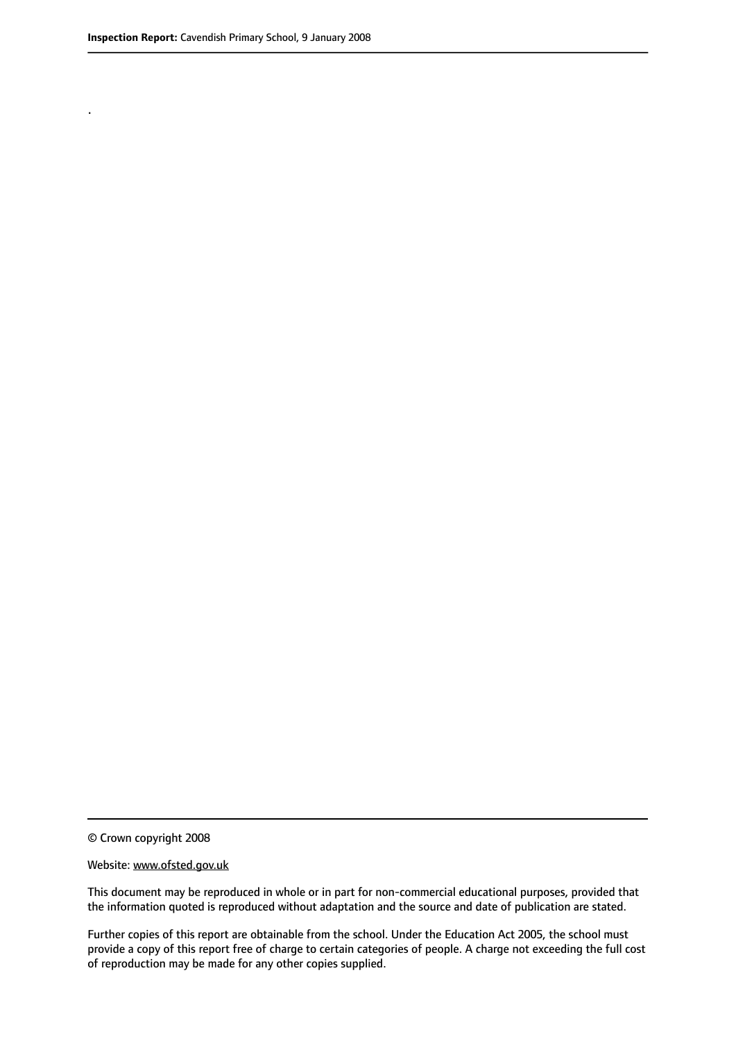.

© Crown copyright 2008

Website: www.ofsted.gov.uk

This document may be reproduced in whole or in part for non-commercial educational purposes, provided that the information quoted is reproduced without adaptation and the source and date of publication are stated.

Further copies of this report are obtainable from the school. Under the Education Act 2005, the school must provide a copy of this report free of charge to certain categories of people. A charge not exceeding the full cost of reproduction may be made for any other copies supplied.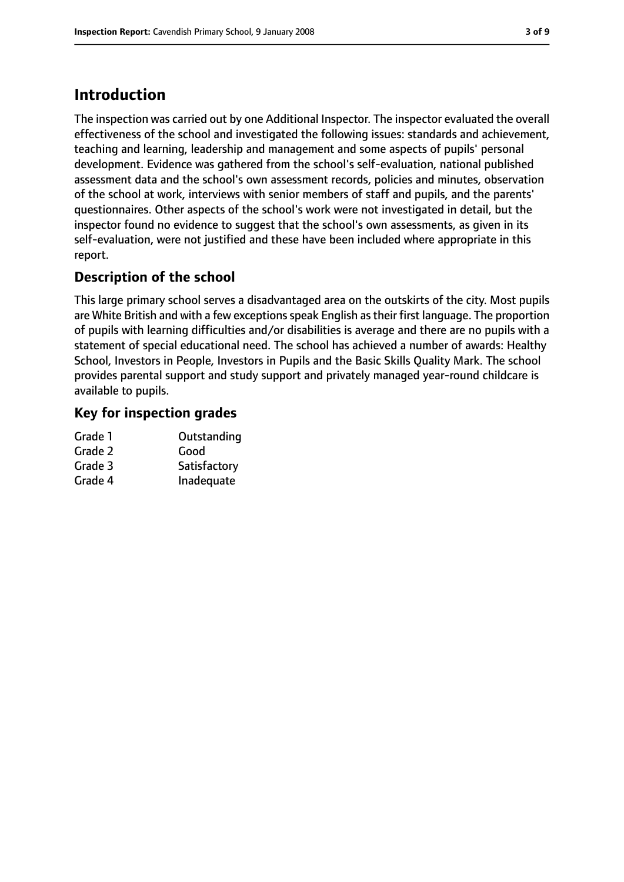## Introduction

The inspection was carried out by one Additional Inspector. The inspector evaluated the overall effectiveness of the school and investigated the following issues: standards and achievement, teaching and learning, leadership and management and some aspects of pupils' personal development. Evidence was gathered from the school's self-evaluation, national published assessment data and the school's own assessment records, policies and minutes, observation of the school at work, interviews with senior members of staff and pupils, and the parents' questionnaires. Other aspects of the school's work were not investigated in detail, but the inspector found no evidence to suggest that the school's own assessments, as given in its self-evaluation, were not justified and these have been included where appropriate in this report.

### Description of the school

This large primary school serves a disadvantaged area on the outskirts of the city. Most pupils are White British and with a few exceptions speak English as their first language. The proportion of pupils with learning difficulties and/or disabilities is average and there are no pupils with a statement of special educational need. The school has achieved a number of awards: Healthy School, Investors in People, Investors in Pupils and the Basic Skills Quality Mark. The school provides parental support and study support and privately managed year-round childcare is available to pupils.

### Key for inspection grades

| | |
|---|---|
| Grade 1 | Outstanding |
| Grade 2 | Good |
| Grade 3 | Satisfactory |
| Grade 4 | Inadequate |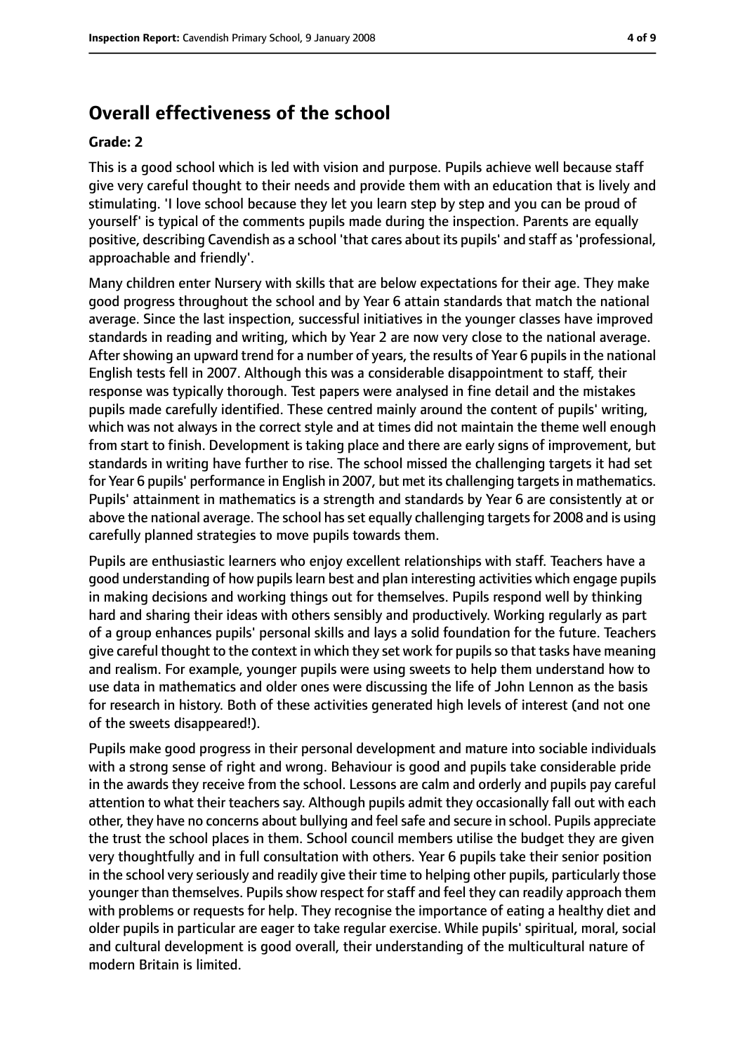## Overall effectiveness of the school

### Grade: 2

This is a good school which is led with vision and purpose. Pupils achieve well because staff give very careful thought to their needs and provide them with an education that is lively and stimulating. 'I love school because they let you learn step by step and you can be proud of yourself' is typical of the comments pupils made during the inspection. Parents are equally positive, describing Cavendish as a school 'that cares about its pupils' and staff as 'professional, approachable and friendly'.

Many children enter Nursery with skills that are below expectations for their age. They make good progress throughout the school and by Year 6 attain standards that match the national average. Since the last inspection, successful initiatives in the younger classes have improved standards in reading and writing, which by Year 2 are now very close to the national average. After showing an upward trend for a number of years, the results of Year 6 pupils in the national English tests fell in 2007. Although this was a considerable disappointment to staff, their response was typically thorough. Test papers were analysed in fine detail and the mistakes pupils made carefully identified. These centred mainly around the content of pupils' writing, which was not always in the correct style and at times did not maintain the theme well enough from start to finish. Development is taking place and there are early signs of improvement, but standards in writing have further to rise. The school missed the challenging targets it had set for Year 6 pupils' performance in English in 2007, but met its challenging targets in mathematics. Pupils' attainment in mathematics is a strength and standards by Year 6 are consistently at or above the national average. The school has set equally challenging targets for 2008 and is using carefully planned strategies to move pupils towards them.

Pupils are enthusiastic learners who enjoy excellent relationships with staff. Teachers have a good understanding of how pupils learn best and plan interesting activities which engage pupils in making decisions and working things out for themselves. Pupils respond well by thinking hard and sharing their ideas with others sensibly and productively. Working regularly as part of a group enhances pupils' personal skills and lays a solid foundation for the future. Teachers give careful thought to the context in which they set work for pupils so that tasks have meaning and realism. For example, younger pupils were using sweets to help them understand how to use data in mathematics and older ones were discussing the life of John Lennon as the basis for research in history. Both of these activities generated high levels of interest (and not one of the sweets disappeared!).

Pupils make good progress in their personal development and mature into sociable individuals with a strong sense of right and wrong. Behaviour is good and pupils take considerable pride in the awards they receive from the school. Lessons are calm and orderly and pupils pay careful attention to what their teachers say. Although pupils admit they occasionally fall out with each other, they have no concerns about bullying and feel safe and secure in school. Pupils appreciate the trust the school places in them. School council members utilise the budget they are given very thoughtfully and in full consultation with others. Year 6 pupils take their senior position in the school very seriously and readily give their time to helping other pupils, particularly those younger than themselves. Pupils show respect for staff and feel they can readily approach them with problems or requests for help. They recognise the importance of eating a healthy diet and older pupils in particular are eager to take regular exercise. While pupils' spiritual, moral, social and cultural development is good overall, their understanding of the multicultural nature of modern Britain is limited.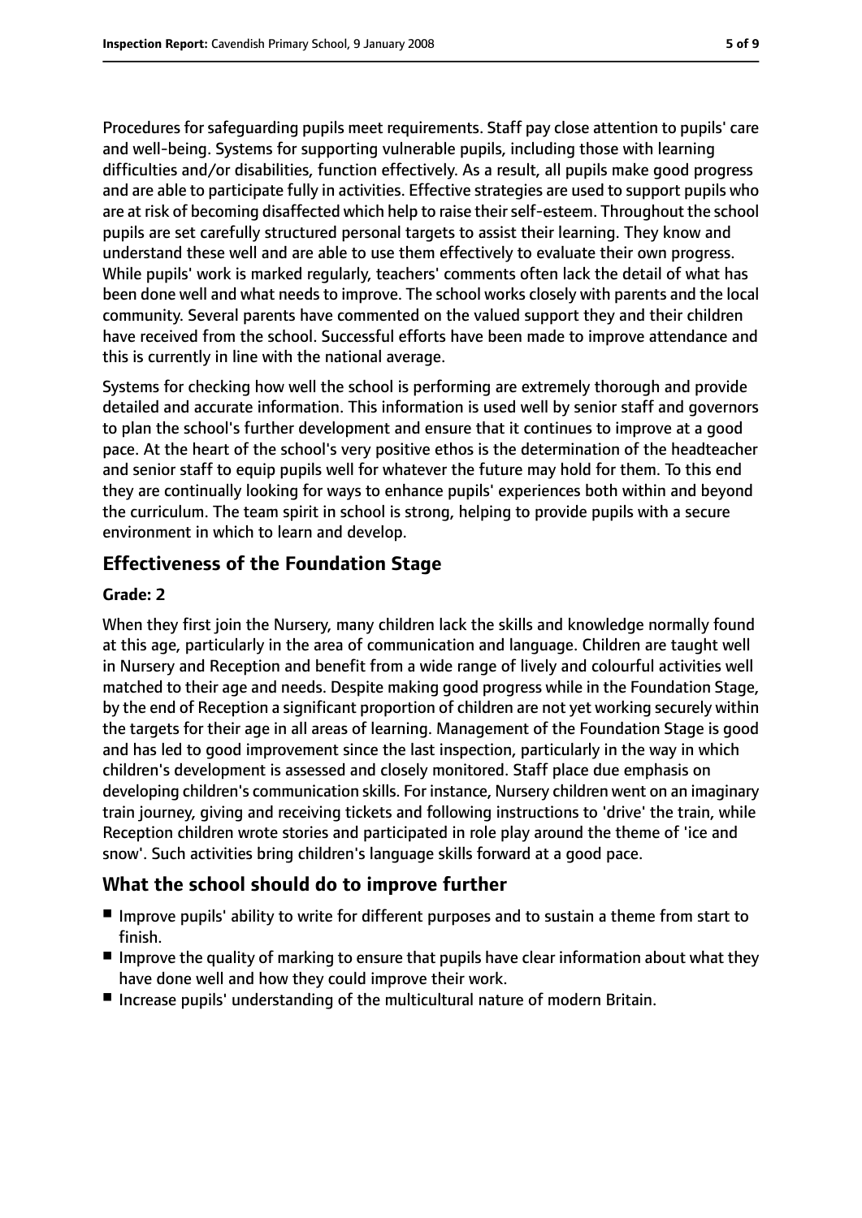Procedures for safeguarding pupils meet requirements. Staff pay close attention to pupils' care and well-being. Systems for supporting vulnerable pupils, including those with learning difficulties and/or disabilities, function effectively. As a result, all pupils make good progress and are able to participate fully in activities. Effective strategies are used to support pupils who are at risk of becoming disaffected which help to raise their self-esteem. Throughout the school pupils are set carefully structured personal targets to assist their learning. They know and understand these well and are able to use them effectively to evaluate their own progress. While pupils' work is marked regularly, teachers' comments often lack the detail of what has been done well and what needs to improve. The school works closely with parents and the local community. Several parents have commented on the valued support they and their children have received from the school. Successful efforts have been made to improve attendance and this is currently in line with the national average.

Systems for checking how well the school is performing are extremely thorough and provide detailed and accurate information. This information is used well by senior staff and governors to plan the school's further development and ensure that it continues to improve at a good pace. At the heart of the school's very positive ethos is the determination of the headteacher and senior staff to equip pupils well for whatever the future may hold for them. To this end they are continually looking for ways to enhance pupils' experiences both within and beyond the curriculum. The team spirit in school is strong, helping to provide pupils with a secure environment in which to learn and develop.

## Effectiveness of the Foundation Stage

**Grade: 2**

When they first join the Nursery, many children lack the skills and knowledge normally found at this age, particularly in the area of communication and language. Children are taught well in Nursery and Reception and benefit from a wide range of lively and colourful activities well matched to their age and needs. Despite making good progress while in the Foundation Stage, by the end of Reception a significant proportion of children are not yet working securely within the targets for their age in all areas of learning. Management of the Foundation Stage is good and has led to good improvement since the last inspection, particularly in the way in which children's development is assessed and closely monitored. Staff place due emphasis on developing children's communication skills. For instance, Nursery children went on an imaginary train journey, giving and receiving tickets and following instructions to 'drive' the train, while Reception children wrote stories and participated in role play around the theme of 'ice and snow'. Such activities bring children's language skills forward at a good pace.

## What the school should do to improve further

- Improve pupils' ability to write for different purposes and to sustain a theme from start to finish.
- Improve the quality of marking to ensure that pupils have clear information about what they have done well and how they could improve their work.
- Increase pupils' understanding of the multicultural nature of modern Britain.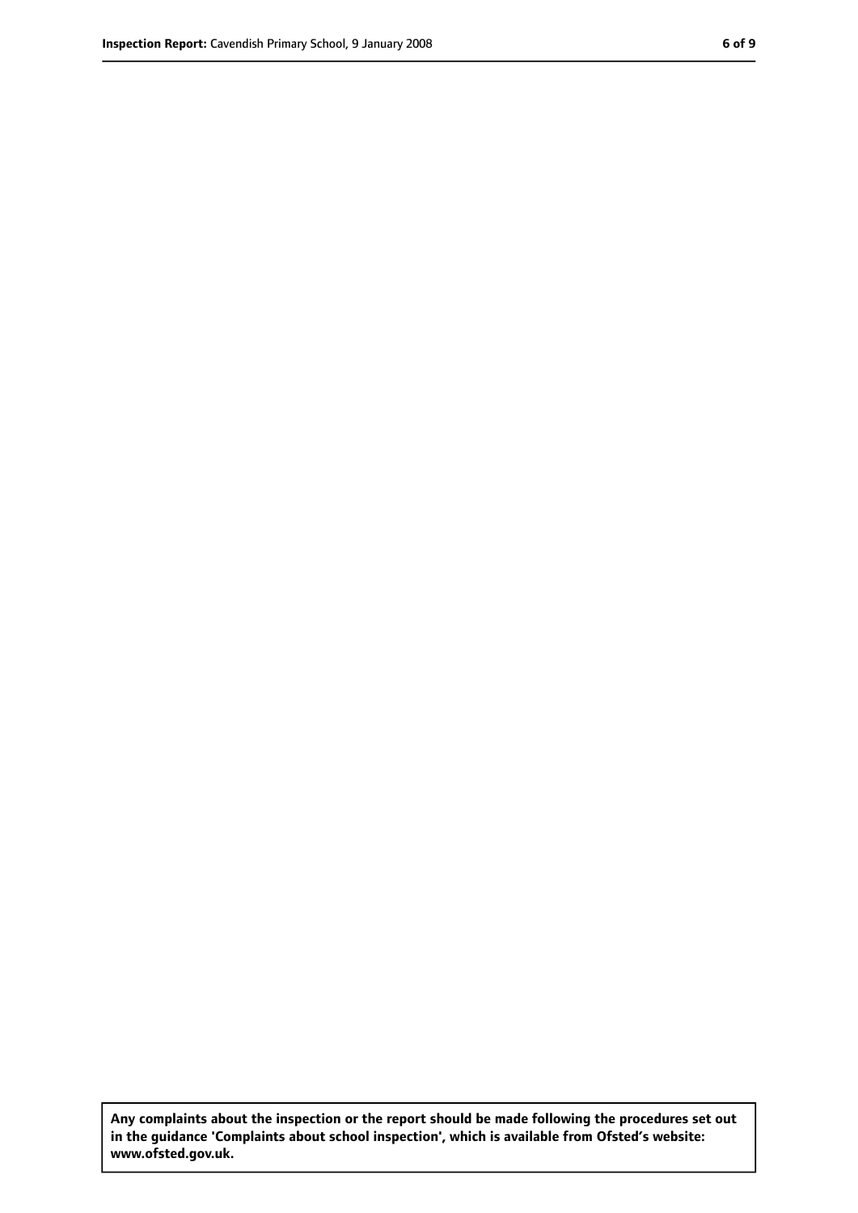**Any complaints about the inspection or the report should be made following the procedures set out in the guidance 'Complaints about school inspection', which is available from Ofsted's website: www.ofsted.gov.uk.**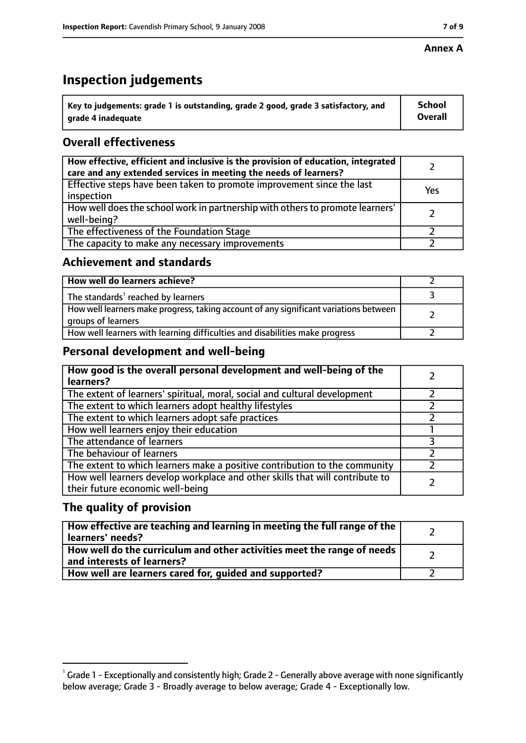**Annex A**

# Inspection judgements

| Key to judgements: grade 1 is outstanding, grade 2 good, grade 3 satisfactory, and grade 4 inadequate | School Overall |
| --- | --- |

## Overall effectiveness

| | |
| --- | --- |
| How effective, efficient and inclusive is the provision of education, integrated care and any extended services in meeting the needs of learners? | 2 |
| Effective steps have been taken to promote improvement since the last inspection | Yes |
| How well does the school work in partnership with others to promote learners' well-being? | 2 |
| The effectiveness of the Foundation Stage | 2 |
| The capacity to make any necessary improvements | 2 |

## Achievement and standards

| | |
| --- | --- |
| How well do learners achieve? | 2 |
| The standards[1] reached by learners | 3 |
| How well learners make progress, taking account of any significant variations between groups of learners | 2 |
| How well learners with learning difficulties and disabilities make progress | 2 |

## Personal development and well-being

| | |
| --- | --- |
| How good is the overall personal development and well-being of the learners? | 2 |
| The extent of learners' spiritual, moral, social and cultural development | 2 |
| The extent to which learners adopt healthy lifestyles | 2 |
| The extent to which learners adopt safe practices | 2 |
| How well learners enjoy their education | 1 |
| The attendance of learners | 3 |
| The behaviour of learners | 2 |
| The extent to which learners make a positive contribution to the community | 2 |
| How well learners develop workplace and other skills that will contribute to their future economic well-being | 2 |

## The quality of provision

| | |
| --- | --- |
| How effective are teaching and learning in meeting the full range of the learners' needs? | 2 |
| How well do the curriculum and other activities meet the range of needs and interests of learners? | 2 |
| How well are learners cared for, guided and supported? | 2 |

[1] Grade 1 - Exceptionally and consistently high; Grade 2 - Generally above average with none significantly below average; Grade 3 - Broadly average to below average; Grade 4 - Exceptionally low.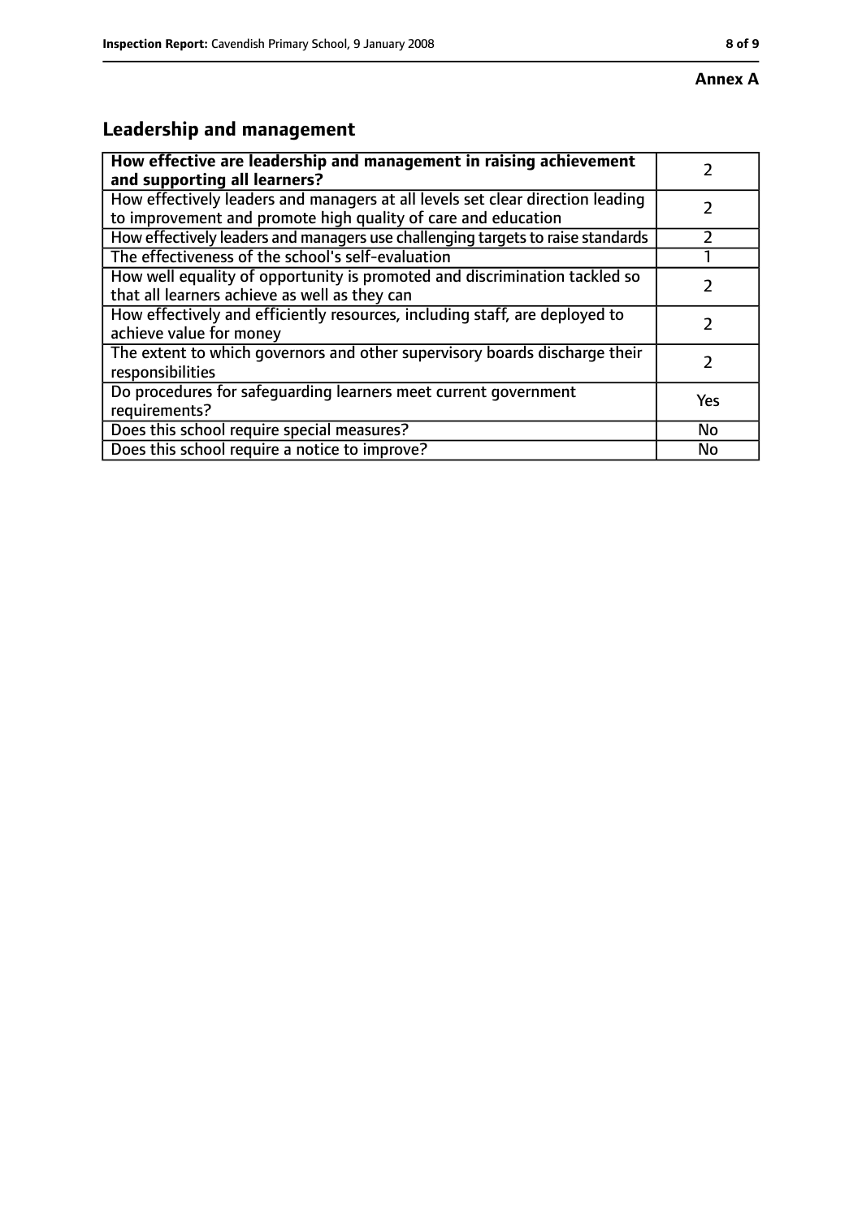**Annex A**

## Leadership and management

| **How effective are leadership and management in raising achievement and supporting all learners?** | 2 |
| --- | --- |
| How effectively leaders and managers at all levels set clear direction leading to improvement and promote high quality of care and education | 2 |
| How effectively leaders and managers use challenging targets to raise standards | 2 |
| The effectiveness of the school's self-evaluation | 1 |
| How well equality of opportunity is promoted and discrimination tackled so that all learners achieve as well as they can | 2 |
| How effectively and efficiently resources, including staff, are deployed to achieve value for money | 2 |
| The extent to which governors and other supervisory boards discharge their responsibilities | 2 |
| Do procedures for safeguarding learners meet current government requirements? | Yes |
| Does this school require special measures? | No |
| Does this school require a notice to improve? | No |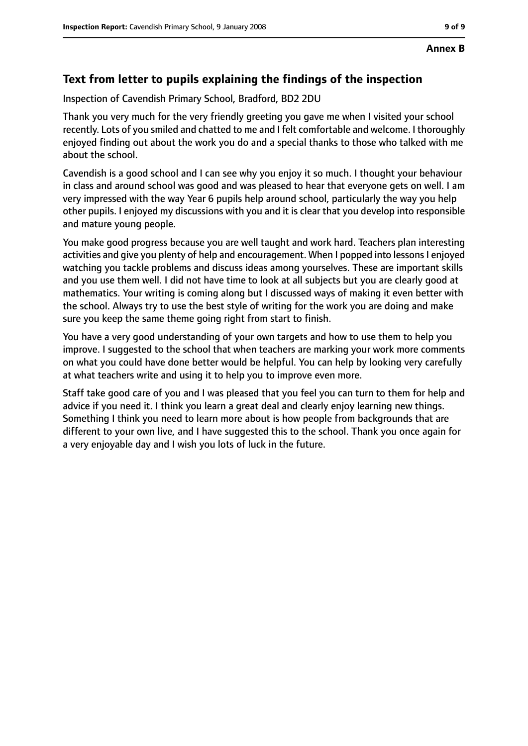**Annex B**

## Text from letter to pupils explaining the findings of the inspection

Inspection of Cavendish Primary School, Bradford, BD2 2DU

Thank you very much for the very friendly greeting you gave me when I visited your school recently. Lots of you smiled and chatted to me and I felt comfortable and welcome. I thoroughly enjoyed finding out about the work you do and a special thanks to those who talked with me about the school.

Cavendish is a good school and I can see why you enjoy it so much. I thought your behaviour in class and around school was good and was pleased to hear that everyone gets on well. I am very impressed with the way Year 6 pupils help around school, particularly the way you help other pupils. I enjoyed my discussions with you and it is clear that you develop into responsible and mature young people.

You make good progress because you are well taught and work hard. Teachers plan interesting activities and give you plenty of help and encouragement. When I popped into lessons I enjoyed watching you tackle problems and discuss ideas among yourselves. These are important skills and you use them well. I did not have time to look at all subjects but you are clearly good at mathematics. Your writing is coming along but I discussed ways of making it even better with the school. Always try to use the best style of writing for the work you are doing and make sure you keep the same theme going right from start to finish.

You have a very good understanding of your own targets and how to use them to help you improve. I suggested to the school that when teachers are marking your work more comments on what you could have done better would be helpful. You can help by looking very carefully at what teachers write and using it to help you to improve even more.

Staff take good care of you and I was pleased that you feel you can turn to them for help and advice if you need it. I think you learn a great deal and clearly enjoy learning new things. Something I think you need to learn more about is how people from backgrounds that are different to your own live, and I have suggested this to the school. Thank you once again for a very enjoyable day and I wish you lots of luck in the future.